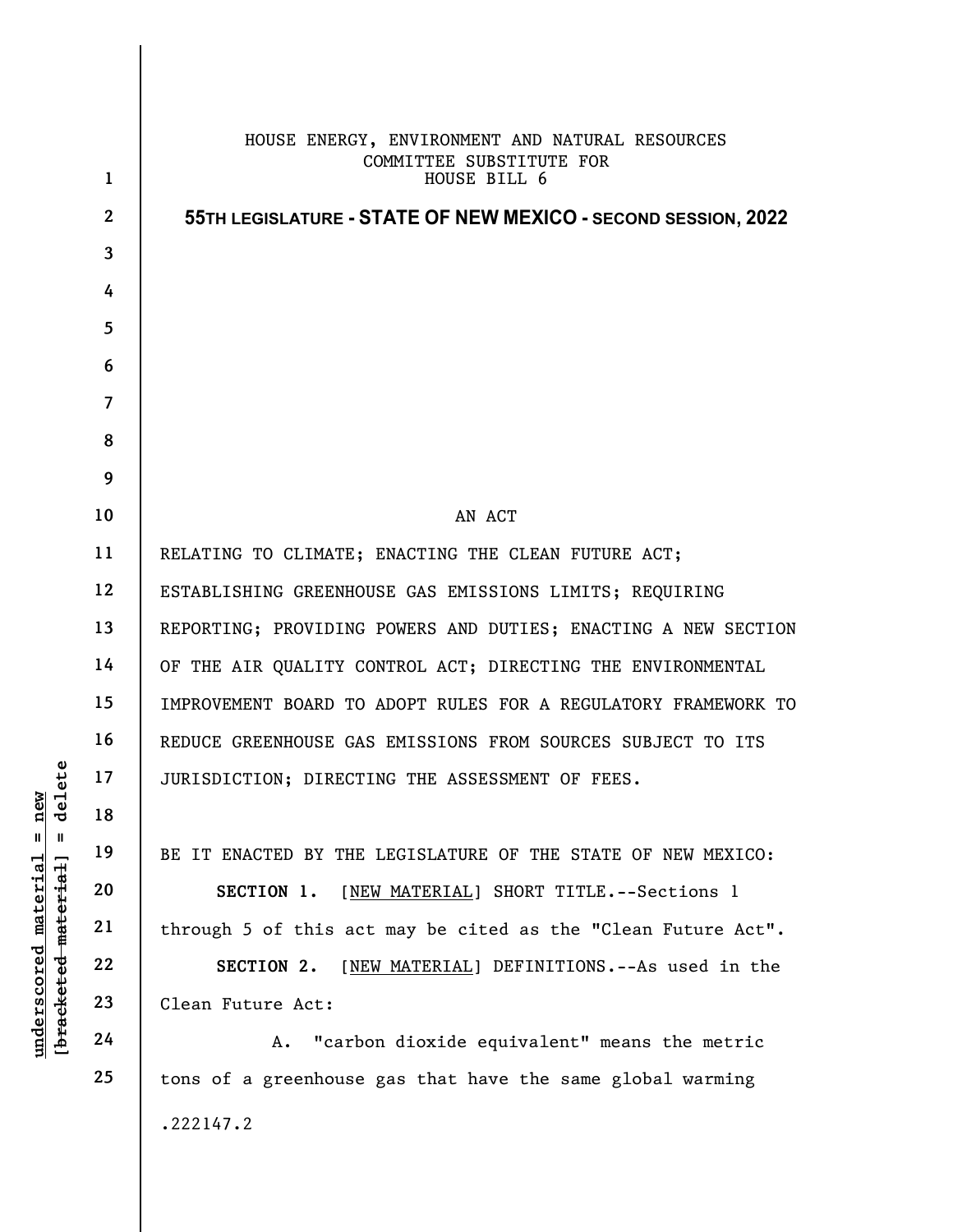HOUSE ENERGY, ENVIRONMENT AND NATURAL RESOURCES
COMMITTEE SUBSTITUTE FOR
HOUSE BILL 6

**55TH LEGISLATURE - STATE OF NEW MEXICO - SECOND SESSION, 2022**

AN ACT

RELATING TO CLIMATE; ENACTING THE CLEAN FUTURE ACT; ESTABLISHING GREENHOUSE GAS EMISSIONS LIMITS; REQUIRING REPORTING; PROVIDING POWERS AND DUTIES; ENACTING A NEW SECTION OF THE AIR QUALITY CONTROL ACT; DIRECTING THE ENVIRONMENTAL IMPROVEMENT BOARD TO ADOPT RULES FOR A REGULATORY FRAMEWORK TO REDUCE GREENHOUSE GAS EMISSIONS FROM SOURCES SUBJECT TO ITS JURISDICTION; DIRECTING THE ASSESSMENT OF FEES.

BE IT ENACTED BY THE LEGISLATURE OF THE STATE OF NEW MEXICO:

**SECTION 1.** [NEW MATERIAL] SHORT TITLE.--Sections 1 through 5 of this act may be cited as the "Clean Future Act".

**SECTION 2.** [NEW MATERIAL] DEFINITIONS.--As used in the Clean Future Act:

A. "carbon dioxide equivalent" means the metric tons of a greenhouse gas that have the same global warming

.222147.2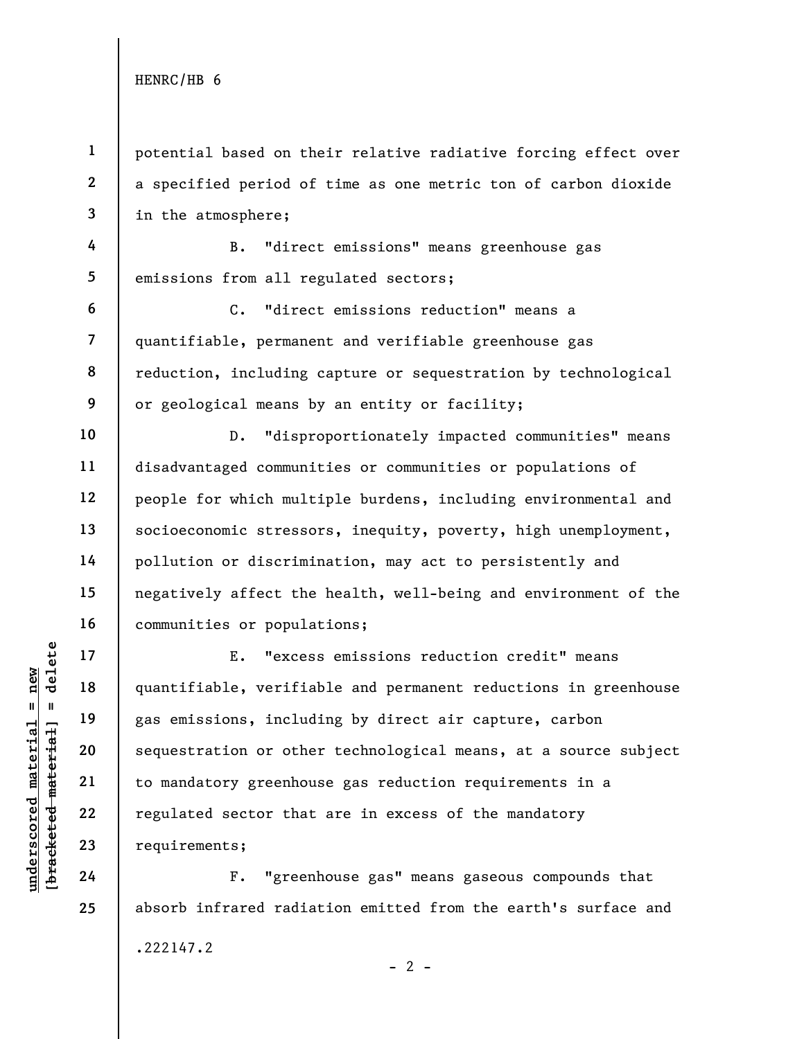potential based on their relative radiative forcing effect over a specified period of time as one metric ton of carbon dioxide in the atmosphere;

B. "direct emissions" means greenhouse gas emissions from all regulated sectors;

C. "direct emissions reduction" means a quantifiable, permanent and verifiable greenhouse gas reduction, including capture or sequestration by technological or geological means by an entity or facility;

D. "disproportionately impacted communities" means disadvantaged communities or communities or populations of people for which multiple burdens, including environmental and socioeconomic stressors, inequity, poverty, high unemployment, pollution or discrimination, may act to persistently and negatively affect the health, well-being and environment of the communities or populations;

E. "excess emissions reduction credit" means quantifiable, verifiable and permanent reductions in greenhouse gas emissions, including by direct air capture, carbon sequestration or other technological means, at a source subject to mandatory greenhouse gas reduction requirements in a regulated sector that are in excess of the mandatory requirements;

F. "greenhouse gas" means gaseous compounds that absorb infrared radiation emitted from the earth's surface and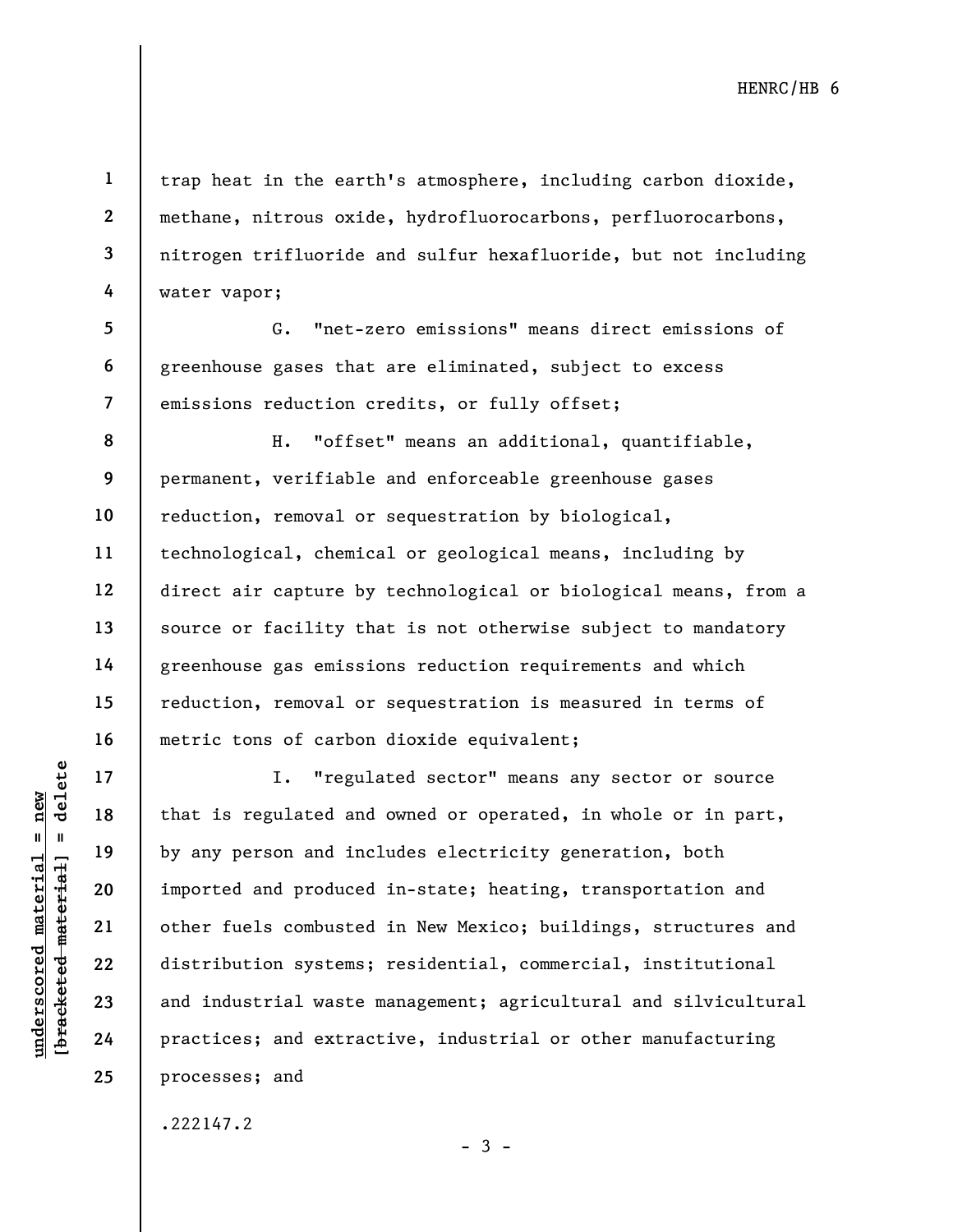trap heat in the earth's atmosphere, including carbon dioxide, methane, nitrous oxide, hydrofluorocarbons, perfluorocarbons, nitrogen trifluoride and sulfur hexafluoride, but not including water vapor;

G. "net-zero emissions" means direct emissions of greenhouse gases that are eliminated, subject to excess emissions reduction credits, or fully offset;

H. "offset" means an additional, quantifiable, permanent, verifiable and enforceable greenhouse gases reduction, removal or sequestration by biological, technological, chemical or geological means, including by direct air capture by technological or biological means, from a source or facility that is not otherwise subject to mandatory greenhouse gas emissions reduction requirements and which reduction, removal or sequestration is measured in terms of metric tons of carbon dioxide equivalent;

I. "regulated sector" means any sector or source that is regulated and owned or operated, in whole or in part, by any person and includes electricity generation, both imported and produced in-state; heating, transportation and other fuels combusted in New Mexico; buildings, structures and distribution systems; residential, commercial, institutional and industrial waste management; agricultural and silvicultural practices; and extractive, industrial or other manufacturing processes; and

.222147.2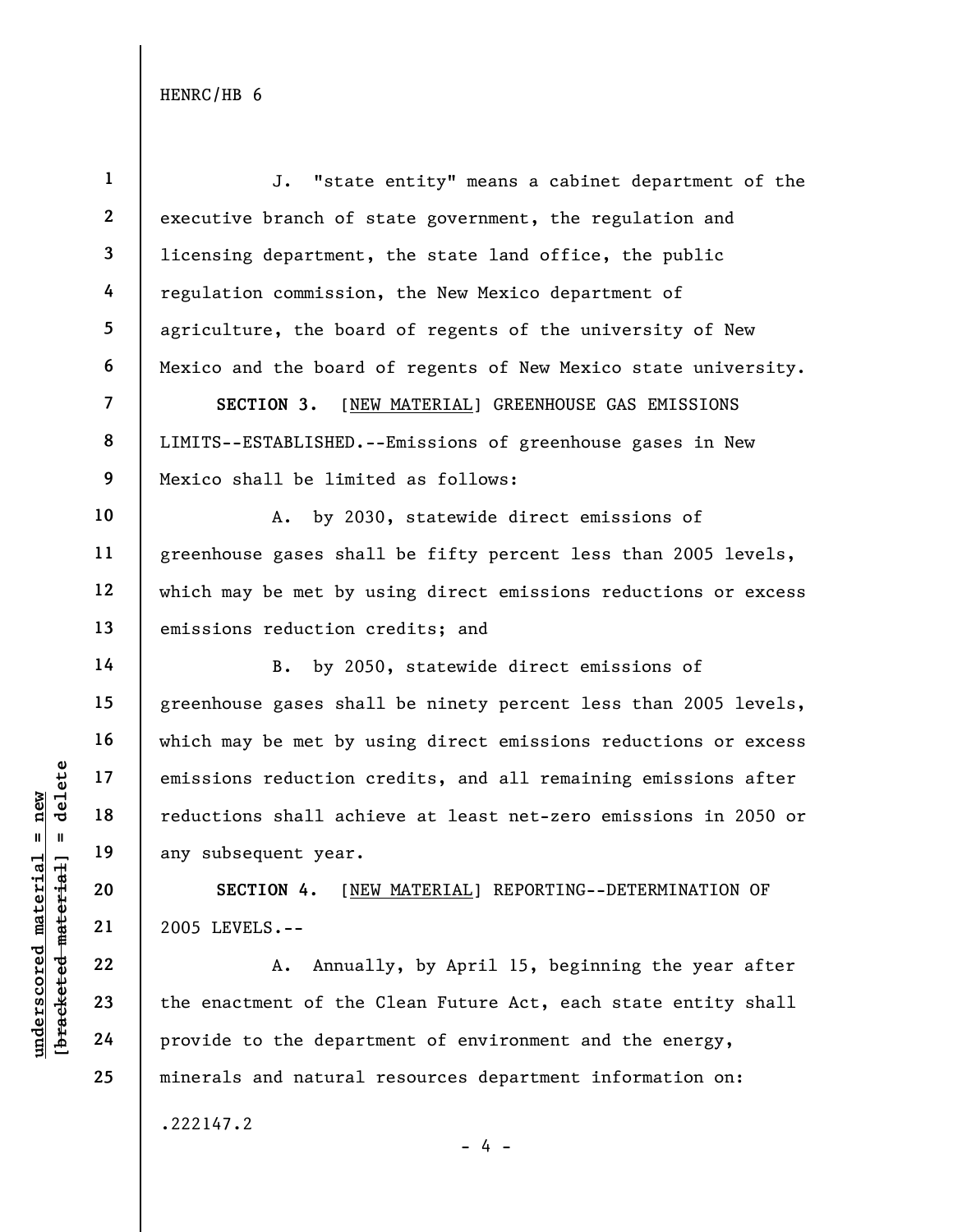J. "state entity" means a cabinet department of the executive branch of state government, the regulation and licensing department, the state land office, the public regulation commission, the New Mexico department of agriculture, the board of regents of the university of New Mexico and the board of regents of New Mexico state university.

**SECTION 3.** [NEW MATERIAL] GREENHOUSE GAS EMISSIONS LIMITS--ESTABLISHED.--Emissions of greenhouse gases in New Mexico shall be limited as follows:

A. by 2030, statewide direct emissions of greenhouse gases shall be fifty percent less than 2005 levels, which may be met by using direct emissions reductions or excess emissions reduction credits; and

B. by 2050, statewide direct emissions of greenhouse gases shall be ninety percent less than 2005 levels, which may be met by using direct emissions reductions or excess emissions reduction credits, and all remaining emissions after reductions shall achieve at least net-zero emissions in 2050 or any subsequent year.

**SECTION 4.** [NEW MATERIAL] REPORTING--DETERMINATION OF 2005 LEVELS.--

A. Annually, by April 15, beginning the year after the enactment of the Clean Future Act, each state entity shall provide to the department of environment and the energy, minerals and natural resources department information on: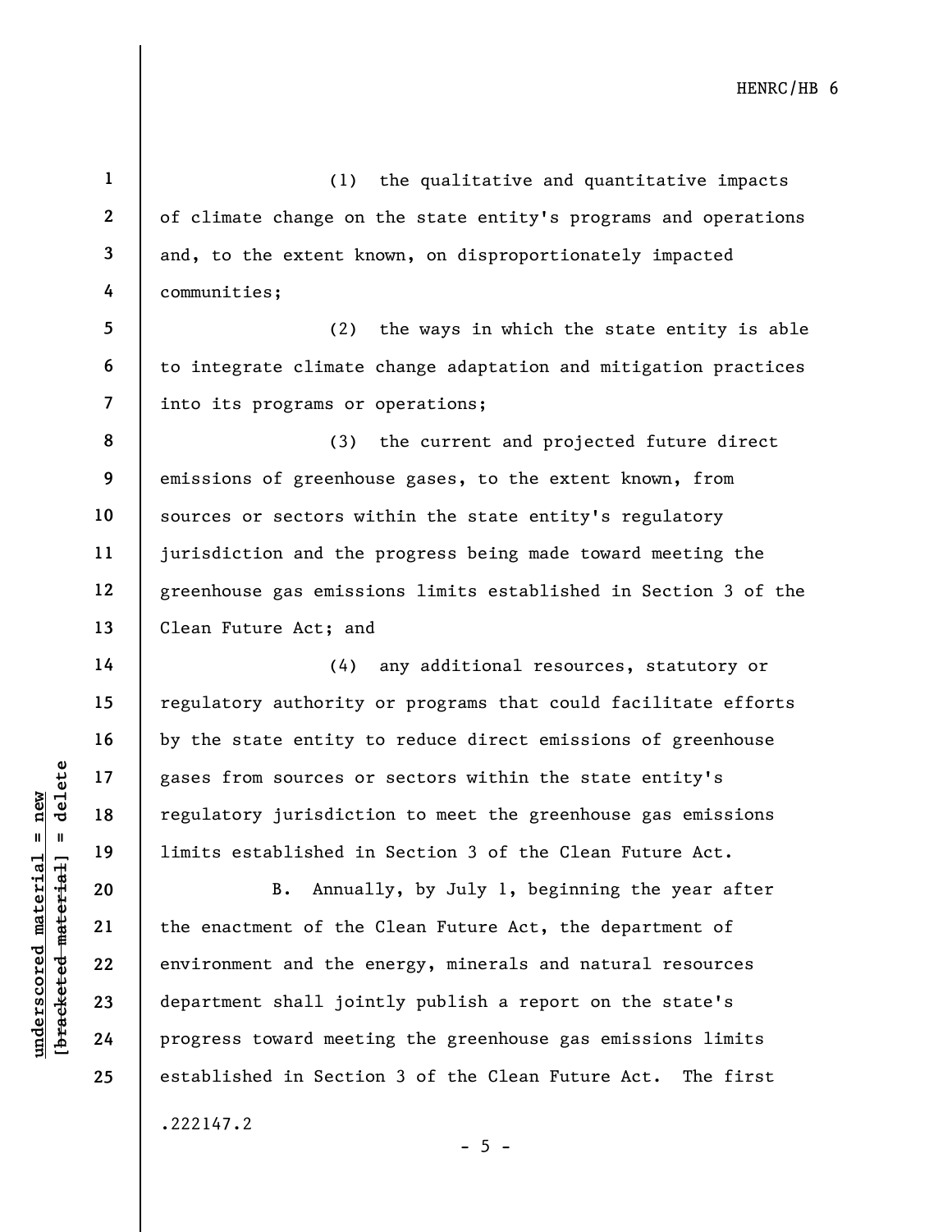(1) the qualitative and quantitative impacts of climate change on the state entity's programs and operations and, to the extent known, on disproportionately impacted communities;

(2) the ways in which the state entity is able to integrate climate change adaptation and mitigation practices into its programs or operations;

(3) the current and projected future direct emissions of greenhouse gases, to the extent known, from sources or sectors within the state entity's regulatory jurisdiction and the progress being made toward meeting the greenhouse gas emissions limits established in Section 3 of the Clean Future Act; and

(4) any additional resources, statutory or regulatory authority or programs that could facilitate efforts by the state entity to reduce direct emissions of greenhouse gases from sources or sectors within the state entity's regulatory jurisdiction to meet the greenhouse gas emissions limits established in Section 3 of the Clean Future Act.

B. Annually, by July 1, beginning the year after the enactment of the Clean Future Act, the department of environment and the energy, minerals and natural resources department shall jointly publish a report on the state's progress toward meeting the greenhouse gas emissions limits established in Section 3 of the Clean Future Act. The first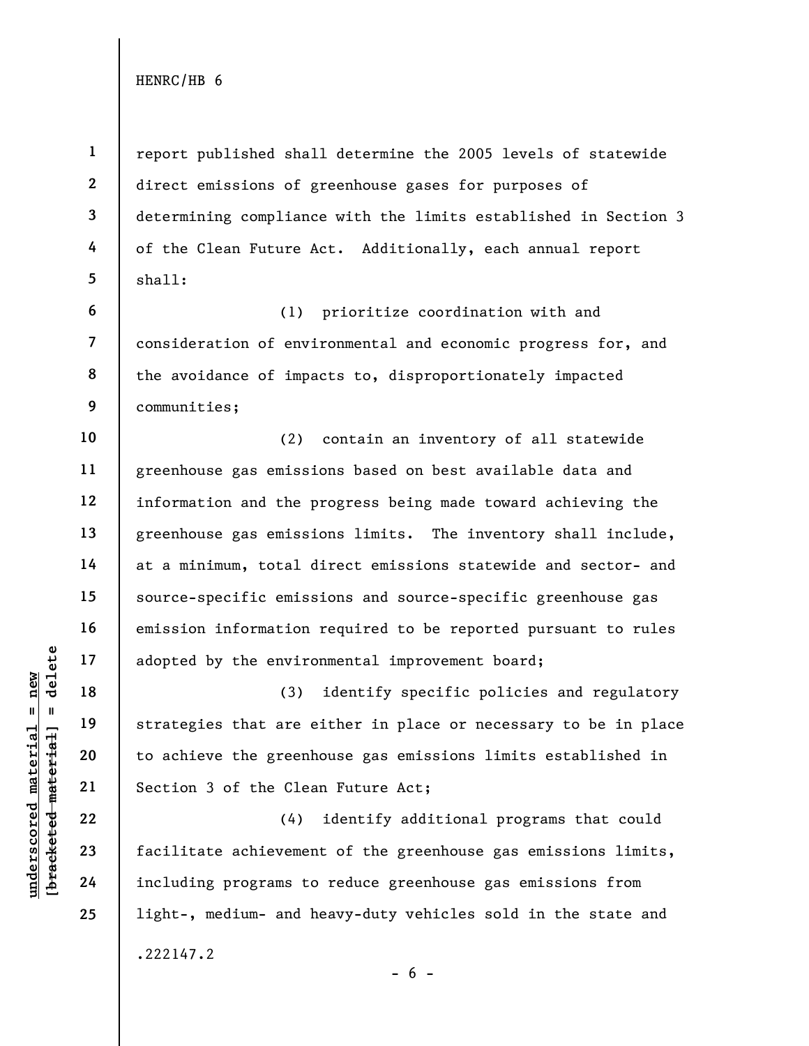report published shall determine the 2005 levels of statewide direct emissions of greenhouse gases for purposes of determining compliance with the limits established in Section 3 of the Clean Future Act. Additionally, each annual report shall:

(1) prioritize coordination with and consideration of environmental and economic progress for, and the avoidance of impacts to, disproportionately impacted communities;

(2) contain an inventory of all statewide greenhouse gas emissions based on best available data and information and the progress being made toward achieving the greenhouse gas emissions limits. The inventory shall include, at a minimum, total direct emissions statewide and sector- and source-specific emissions and source-specific greenhouse gas emission information required to be reported pursuant to rules adopted by the environmental improvement board;

(3) identify specific policies and regulatory strategies that are either in place or necessary to be in place to achieve the greenhouse gas emissions limits established in Section 3 of the Clean Future Act;

(4) identify additional programs that could facilitate achievement of the greenhouse gas emissions limits, including programs to reduce greenhouse gas emissions from light-, medium- and heavy-duty vehicles sold in the state and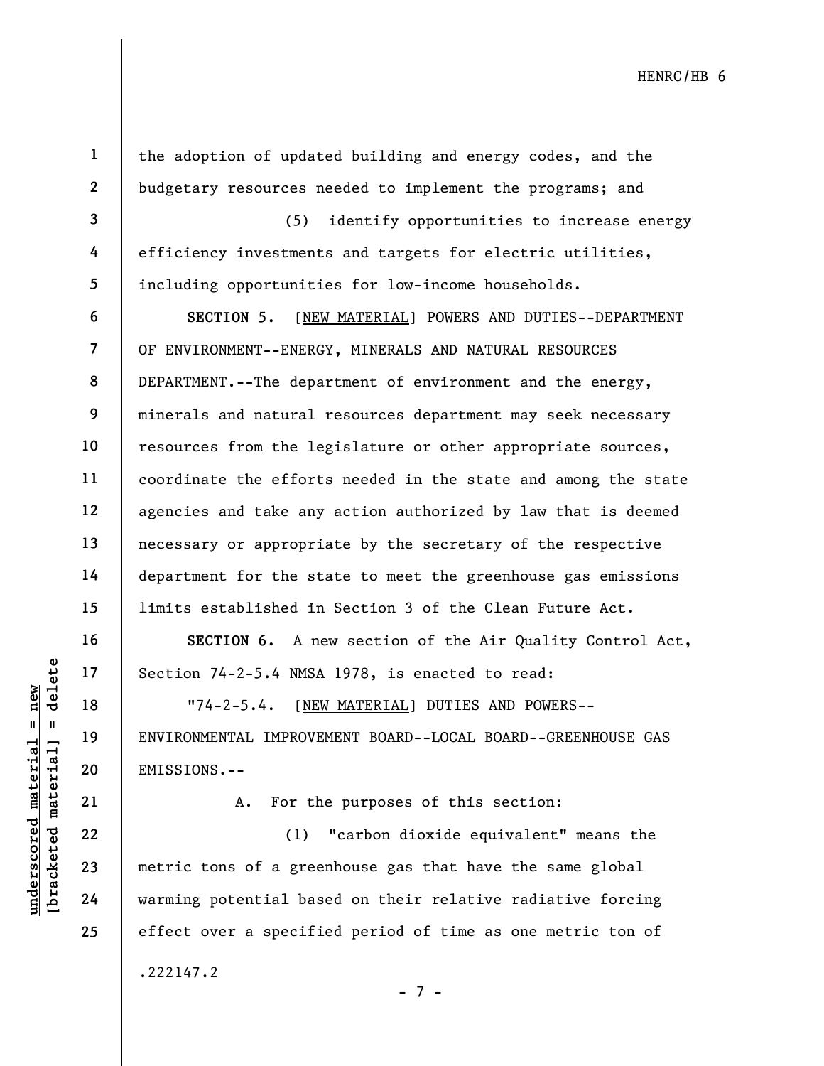the adoption of updated building and energy codes, and the budgetary resources needed to implement the programs; and

(5) identify opportunities to increase energy efficiency investments and targets for electric utilities, including opportunities for low-income households.

**SECTION 5.** [<u>NEW MATERIAL</u>] POWERS AND DUTIES--DEPARTMENT OF ENVIRONMENT--ENERGY, MINERALS AND NATURAL RESOURCES DEPARTMENT.--The department of environment and the energy, minerals and natural resources department may seek necessary resources from the legislature or other appropriate sources, coordinate the efforts needed in the state and among the state agencies and take any action authorized by law that is deemed necessary or appropriate by the secretary of the respective department for the state to meet the greenhouse gas emissions limits established in Section 3 of the Clean Future Act.

**SECTION 6.** A new section of the Air Quality Control Act, Section 74-2-5.4 NMSA 1978, is enacted to read:

"74-2-5.4. [<u>NEW MATERIAL</u>] DUTIES AND POWERS--ENVIRONMENTAL IMPROVEMENT BOARD--LOCAL BOARD--GREENHOUSE GAS EMISSIONS.--

A. For the purposes of this section:

(1) "carbon dioxide equivalent" means the metric tons of a greenhouse gas that have the same global warming potential based on their relative radiative forcing effect over a specified period of time as one metric ton of

.222147.2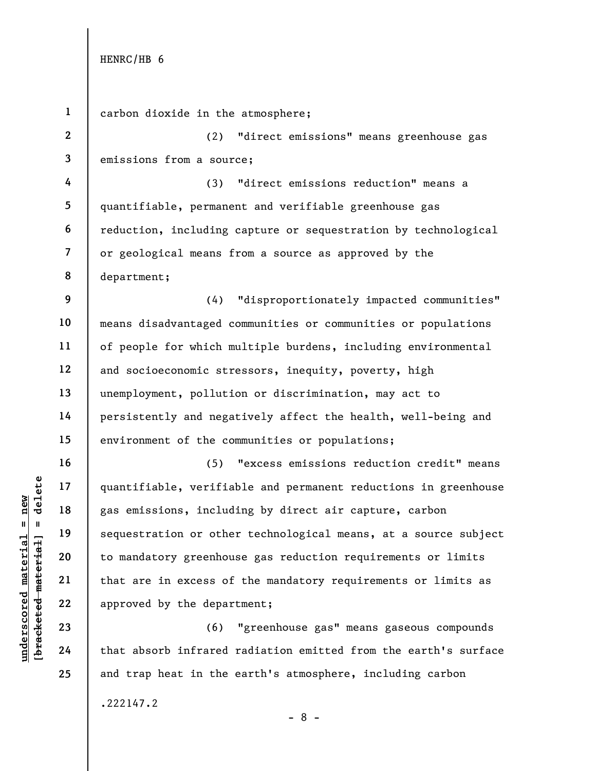carbon dioxide in the atmosphere;

(2) "direct emissions" means greenhouse gas emissions from a source;

(3) "direct emissions reduction" means a quantifiable, permanent and verifiable greenhouse gas reduction, including capture or sequestration by technological or geological means from a source as approved by the department;

(4) "disproportionately impacted communities" means disadvantaged communities or communities or populations of people for which multiple burdens, including environmental and socioeconomic stressors, inequity, poverty, high unemployment, pollution or discrimination, may act to persistently and negatively affect the health, well-being and environment of the communities or populations;

(5) "excess emissions reduction credit" means quantifiable, verifiable and permanent reductions in greenhouse gas emissions, including by direct air capture, carbon sequestration or other technological means, at a source subject to mandatory greenhouse gas reduction requirements or limits that are in excess of the mandatory requirements or limits as approved by the department;

(6) "greenhouse gas" means gaseous compounds that absorb infrared radiation emitted from the earth's surface and trap heat in the earth's atmosphere, including carbon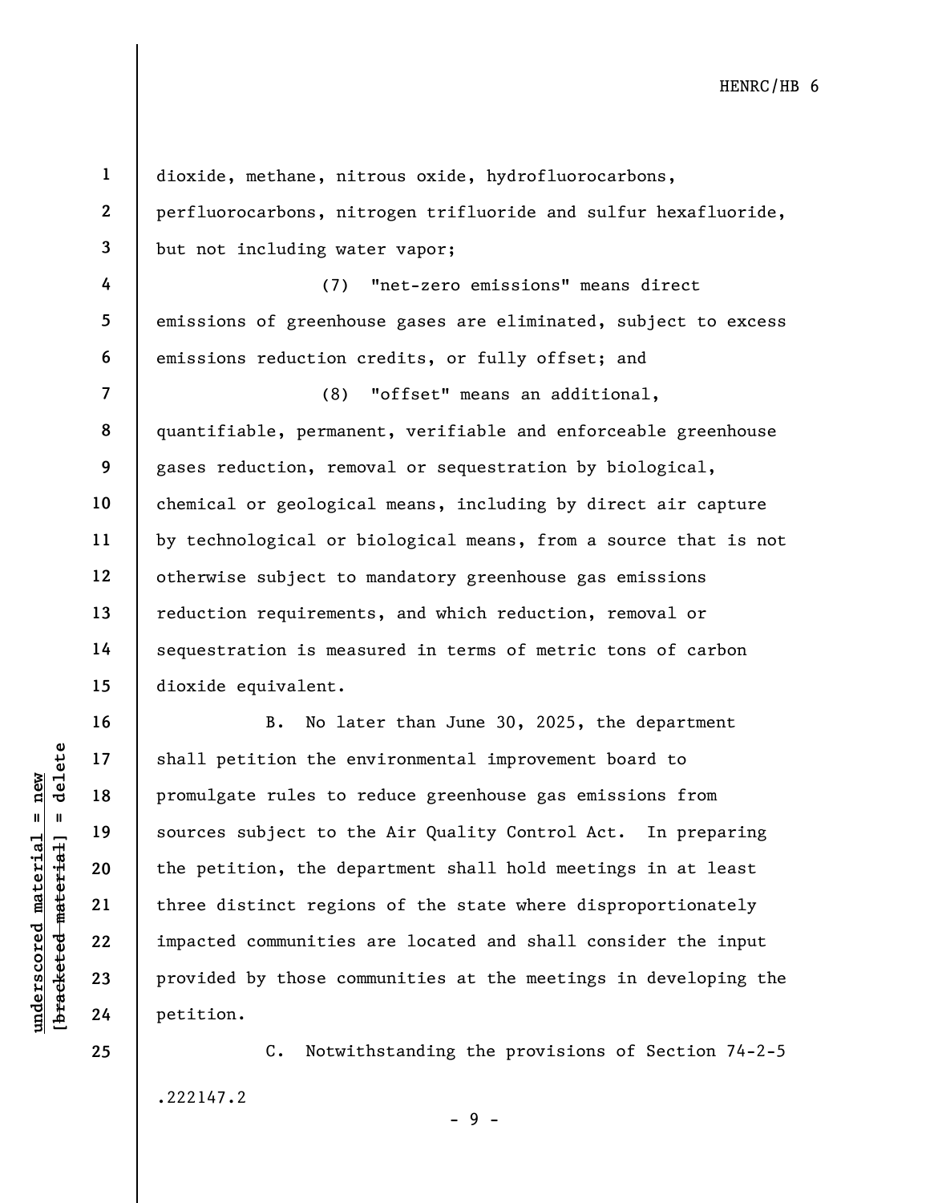dioxide, methane, nitrous oxide, hydrofluorocarbons, perfluorocarbons, nitrogen trifluoride and sulfur hexafluoride, but not including water vapor;

(7) "net-zero emissions" means direct emissions of greenhouse gases are eliminated, subject to excess emissions reduction credits, or fully offset; and

(8) "offset" means an additional, quantifiable, permanent, verifiable and enforceable greenhouse gases reduction, removal or sequestration by biological, chemical or geological means, including by direct air capture by technological or biological means, from a source that is not otherwise subject to mandatory greenhouse gas emissions reduction requirements, and which reduction, removal or sequestration is measured in terms of metric tons of carbon dioxide equivalent.

B. No later than June 30, 2025, the department shall petition the environmental improvement board to promulgate rules to reduce greenhouse gas emissions from sources subject to the Air Quality Control Act. In preparing the petition, the department shall hold meetings in at least three distinct regions of the state where disproportionately impacted communities are located and shall consider the input provided by those communities at the meetings in developing the petition.

C. Notwithstanding the provisions of Section 74-2-5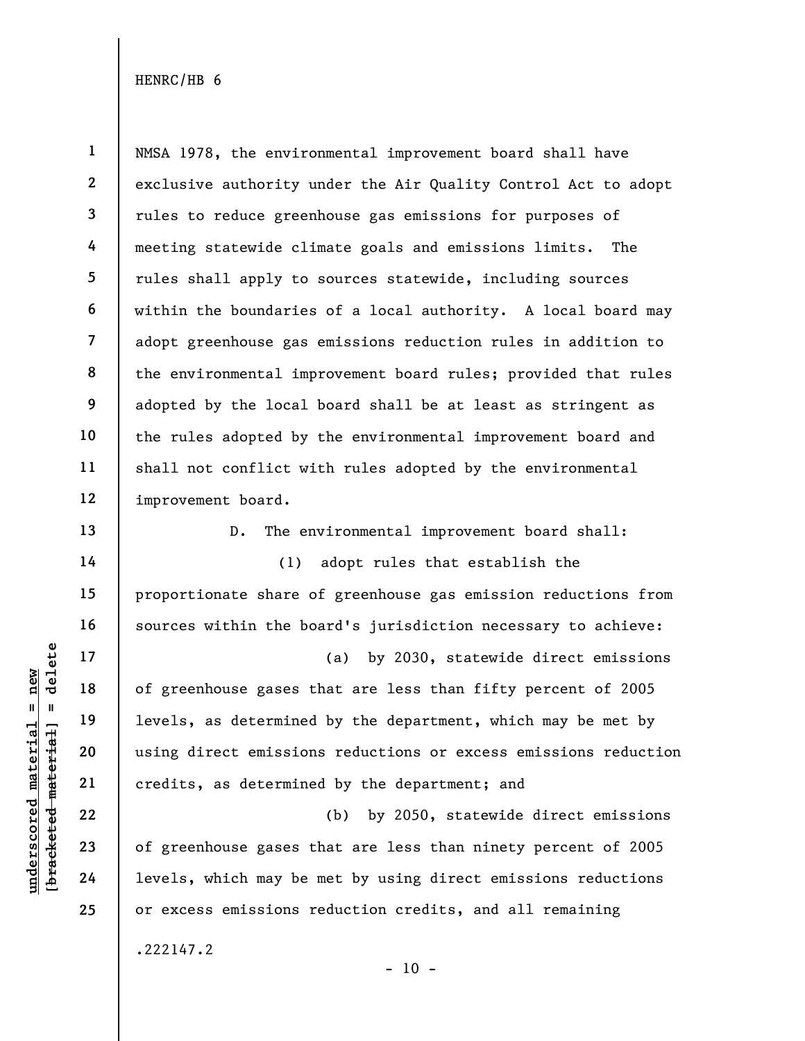NMSA 1978, the environmental improvement board shall have exclusive authority under the Air Quality Control Act to adopt rules to reduce greenhouse gas emissions for purposes of meeting statewide climate goals and emissions limits. The rules shall apply to sources statewide, including sources within the boundaries of a local authority. A local board may adopt greenhouse gas emissions reduction rules in addition to the environmental improvement board rules; provided that rules adopted by the local board shall be at least as stringent as the rules adopted by the environmental improvement board and shall not conflict with rules adopted by the environmental improvement board.

D. The environmental improvement board shall:

(1) adopt rules that establish the proportionate share of greenhouse gas emission reductions from sources within the board's jurisdiction necessary to achieve:

(a) by 2030, statewide direct emissions of greenhouse gases that are less than fifty percent of 2005 levels, as determined by the department, which may be met by using direct emissions reductions or excess emissions reduction credits, as determined by the department; and

(b) by 2050, statewide direct emissions of greenhouse gases that are less than ninety percent of 2005 levels, which may be met by using direct emissions reductions or excess emissions reduction credits, and all remaining

.222147.2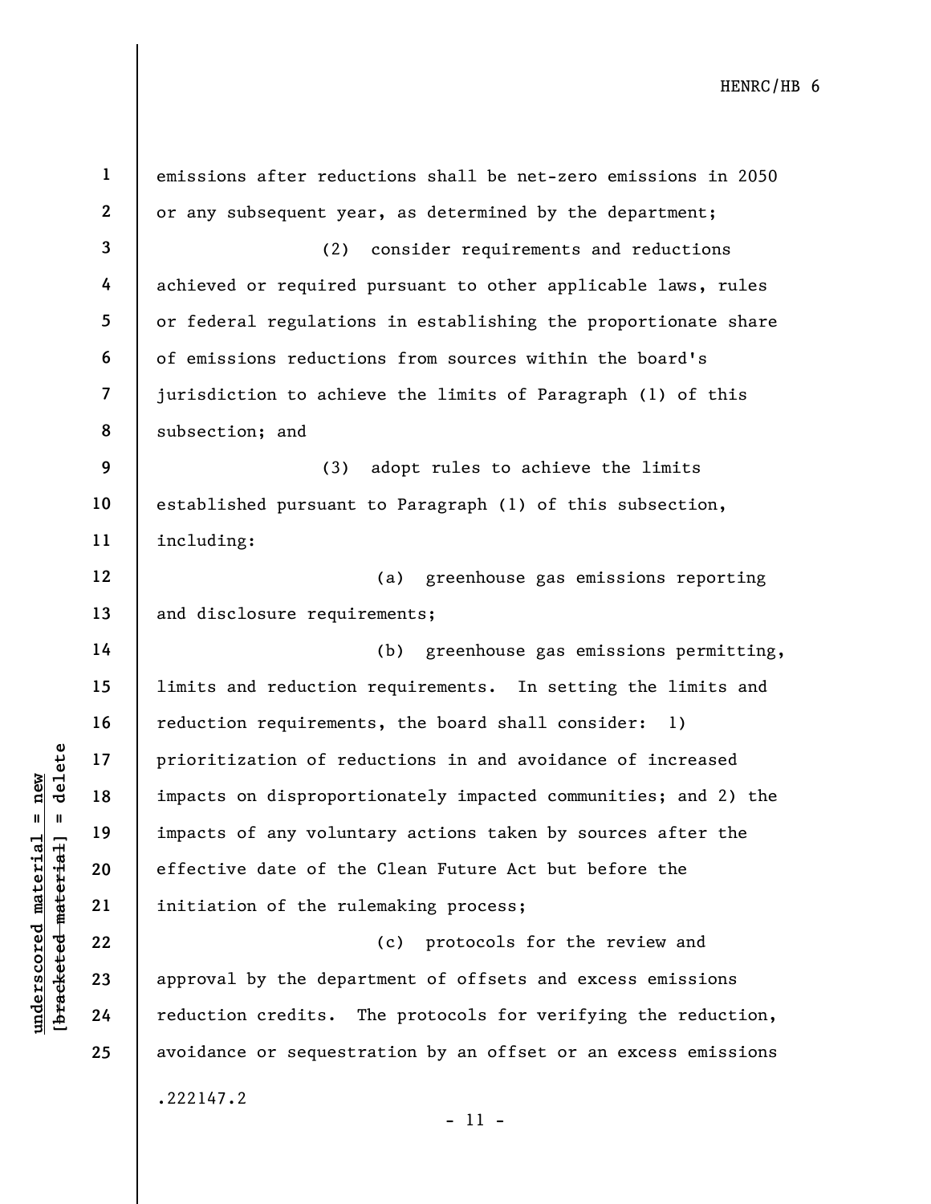emissions after reductions shall be net-zero emissions in 2050 or any subsequent year, as determined by the department;

(2) consider requirements and reductions achieved or required pursuant to other applicable laws, rules or federal regulations in establishing the proportionate share of emissions reductions from sources within the board's jurisdiction to achieve the limits of Paragraph (1) of this subsection; and

(3) adopt rules to achieve the limits established pursuant to Paragraph (1) of this subsection, including:

(a) greenhouse gas emissions reporting and disclosure requirements;

(b) greenhouse gas emissions permitting, limits and reduction requirements. In setting the limits and reduction requirements, the board shall consider: 1) prioritization of reductions in and avoidance of increased impacts on disproportionately impacted communities; and 2) the impacts of any voluntary actions taken by sources after the effective date of the Clean Future Act but before the initiation of the rulemaking process;

(c) protocols for the review and approval by the department of offsets and excess emissions reduction credits. The protocols for verifying the reduction, avoidance or sequestration by an offset or an excess emissions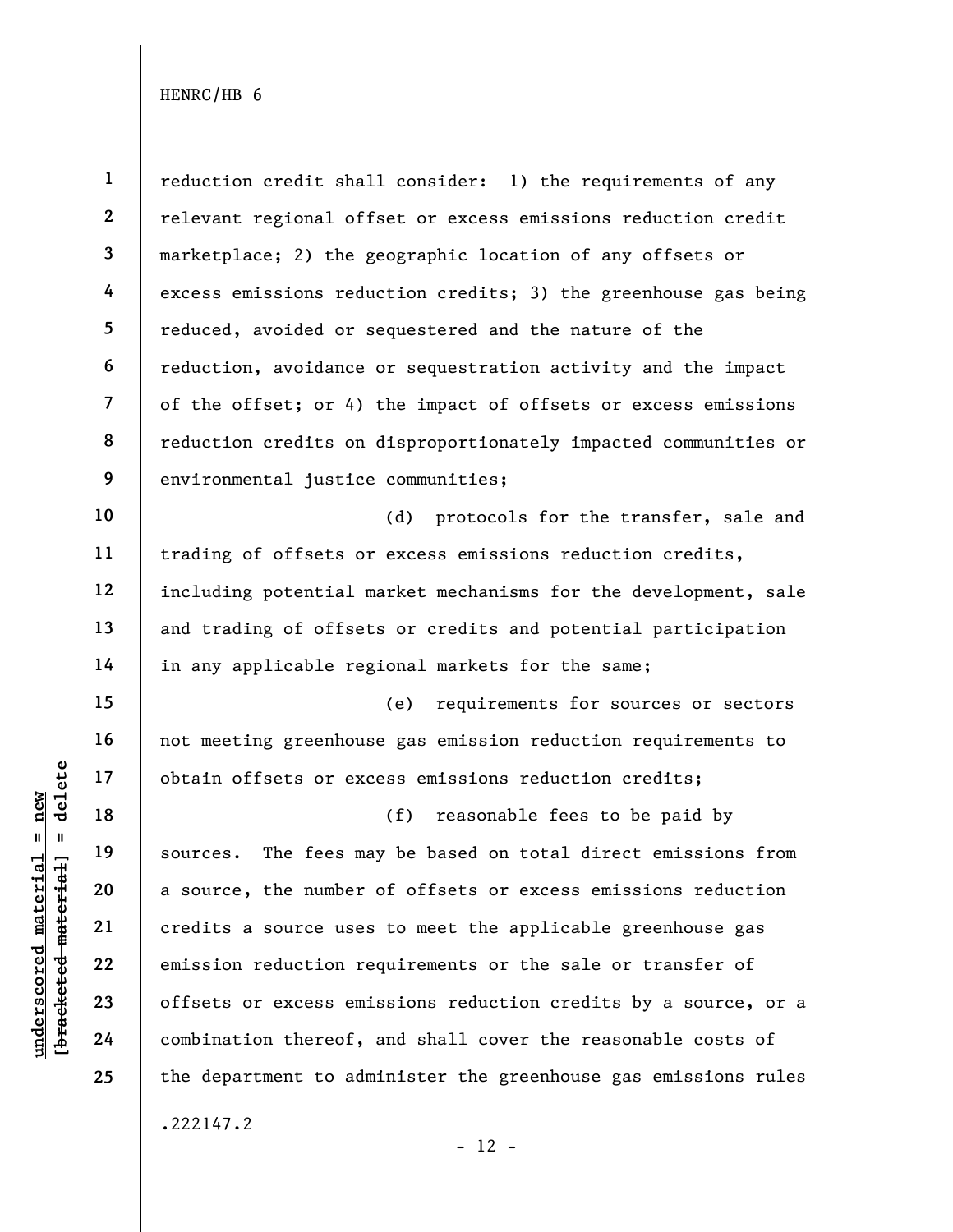reduction credit shall consider: 1) the requirements of any relevant regional offset or excess emissions reduction credit marketplace; 2) the geographic location of any offsets or excess emissions reduction credits; 3) the greenhouse gas being reduced, avoided or sequestered and the nature of the reduction, avoidance or sequestration activity and the impact of the offset; or 4) the impact of offsets or excess emissions reduction credits on disproportionately impacted communities or environmental justice communities;

(d) protocols for the transfer, sale and trading of offsets or excess emissions reduction credits, including potential market mechanisms for the development, sale and trading of offsets or credits and potential participation in any applicable regional markets for the same;

(e) requirements for sources or sectors not meeting greenhouse gas emission reduction requirements to obtain offsets or excess emissions reduction credits;

(f) reasonable fees to be paid by sources. The fees may be based on total direct emissions from a source, the number of offsets or excess emissions reduction credits a source uses to meet the applicable greenhouse gas emission reduction requirements or the sale or transfer of offsets or excess emissions reduction credits by a source, or a combination thereof, and shall cover the reasonable costs of the department to administer the greenhouse gas emissions rules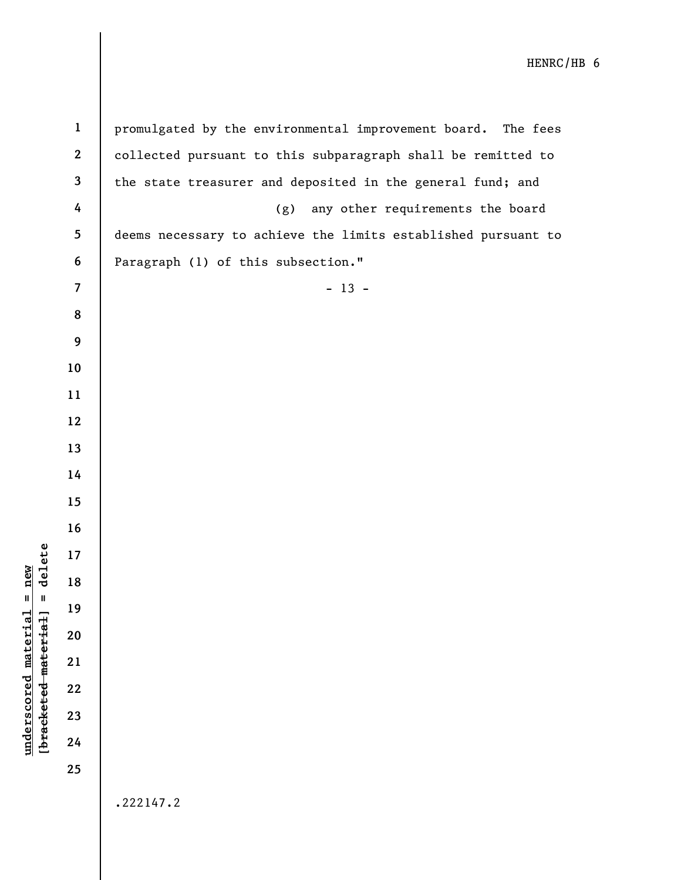promulgated by the environmental improvement board. The fees collected pursuant to this subparagraph shall be remitted to the state treasurer and deposited in the general fund; and

(g) any other requirements the board deems necessary to achieve the limits established pursuant to Paragraph (1) of this subsection."

.222147.2